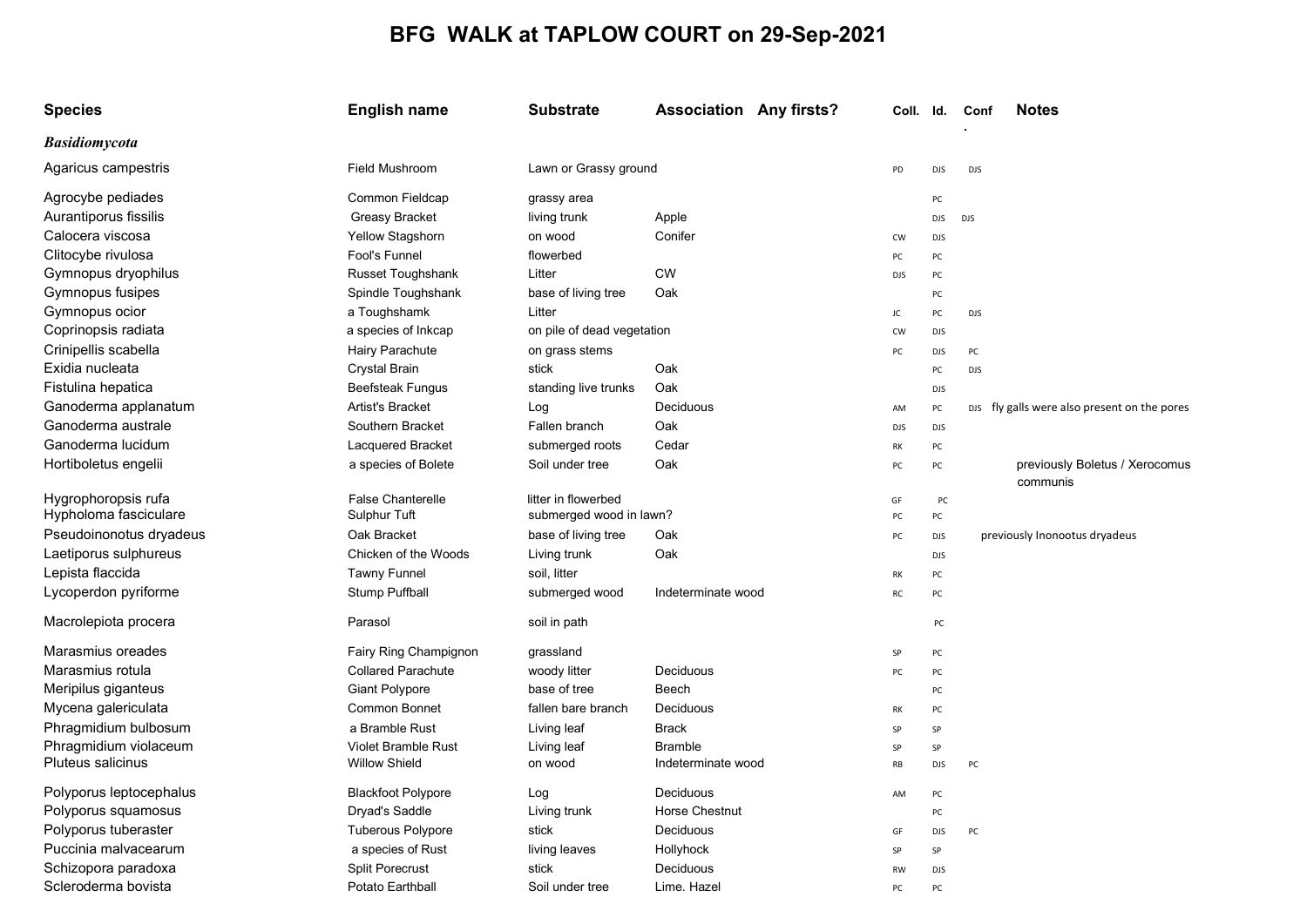# BFG WALK at TAPLOW COURT on 29-Sep-2021

| Species | English name | Substrate | Association | Any firsts? | Coll. | Id. | Conf. | Notes |
|---|---|---|---|---|---|---|---|---|
| ***Basidiomycota*** | | | | | | | | |
| Agaricus campestris | Field Mushroom | Lawn or Grassy ground | | | PD | DJS | DJS | |
| Agrocybe pediades | Common Fieldcap | grassy area | | | | PC | | |
| Aurantiporus fissilis | Greasy Bracket | living trunk | Apple | | | DJS | DJS | |
| Calocera viscosa | Yellow Stagshorn | on wood | Conifer | | CW | DJS | | |
| Clitocybe rivulosa | Fool's Funnel | flowerbed | | | PC | PC | | |
| Gymnopus dryophilus | Russet Toughshank | Litter | CW | | DJS | PC | | |
| Gymnopus fusipes | Spindle Toughshank | base of living tree | Oak | | | PC | | |
| Gymnopus ocior | a Toughshamk | Litter | | | JC | PC | DJS | |
| Coprinopsis radiata | a species of Inkcap | on pile of dead vegetation | | | CW | DJS | | |
| Crinipellis scabella | Hairy Parachute | on grass stems | | | PC | DJS | PC | |
| Exidia nucleata | Crystal Brain | stick | Oak | | | PC | DJS | |
| Fistulina hepatica | Beefsteak Fungus | standing live trunks | Oak | | | DJS | | |
| Ganoderma applanatum | Artist's Bracket | Log | Deciduous | | AM | PC | DJS | fly galls were also present on the pores |
| Ganoderma australe | Southern Bracket | Fallen branch | Oak | | DJS | DJS | | |
| Ganoderma lucidum | Lacquered Bracket | submerged roots | Cedar | | RK | PC | | |
| Hortiboletus engelii | a species of Bolete | Soil under tree | Oak | | PC | PC | | previously Boletus / Xerocomus communis |
| Hygrophoropsis rufa | False Chanterelle | litter in flowerbed | | | GF | PC | | |
| Hypholoma fasciculare | Sulphur Tuft | submerged wood in lawn? | | | PC | PC | | |
| Pseudoinonotus dryadeus | Oak Bracket | base of living tree | Oak | | PC | DJS | | previously Inonootus dryadeus |
| Laetiporus sulphureus | Chicken of the Woods | Living trunk | Oak | | | DJS | | |
| Lepista flaccida | Tawny Funnel | soil, litter | | | RK | PC | | |
| Lycoperdon pyriforme | Stump Puffball | submerged wood | Indeterminate wood | | RC | PC | | |
| Macrolepiota procera | Parasol | soil in path | | | | PC | | |
| Marasmius oreades | Fairy Ring Champignon | grassland | | | SP | PC | | |
| Marasmius rotula | Collared Parachute | woody litter | Deciduous | | PC | PC | | |
| Meripilus giganteus | Giant Polypore | base of tree | Beech | | | PC | | |
| Mycena galericulata | Common Bonnet | fallen bare branch | Deciduous | | RK | PC | | |
| Phragmidium bulbosum | a Bramble Rust | Living leaf | Brack | | SP | SP | | |
| Phragmidium violaceum | Violet Bramble Rust | Living leaf | Bramble | | SP | SP | | |
| Pluteus salicinus | Willow Shield | on wood | Indeterminate wood | | RB | DJS | PC | |
| Polyporus leptocephalus | Blackfoot Polypore | Log | Deciduous | | AM | PC | | |
| Polyporus squamosus | Dryad's Saddle | Living trunk | Horse Chestnut | | | PC | | |
| Polyporus tuberaster | Tuberous Polypore | stick | Deciduous | | GF | DJS | PC | |
| Puccinia malvacearum | a species of Rust | living leaves | Hollyhock | | SP | SP | | |
| Schizopora paradoxa | Split Porecrust | stick | Deciduous | | RW | DJS | | |
| Scleroderma bovista | Potato Earthball | Soil under tree | Lime. Hazel | | PC | PC | | |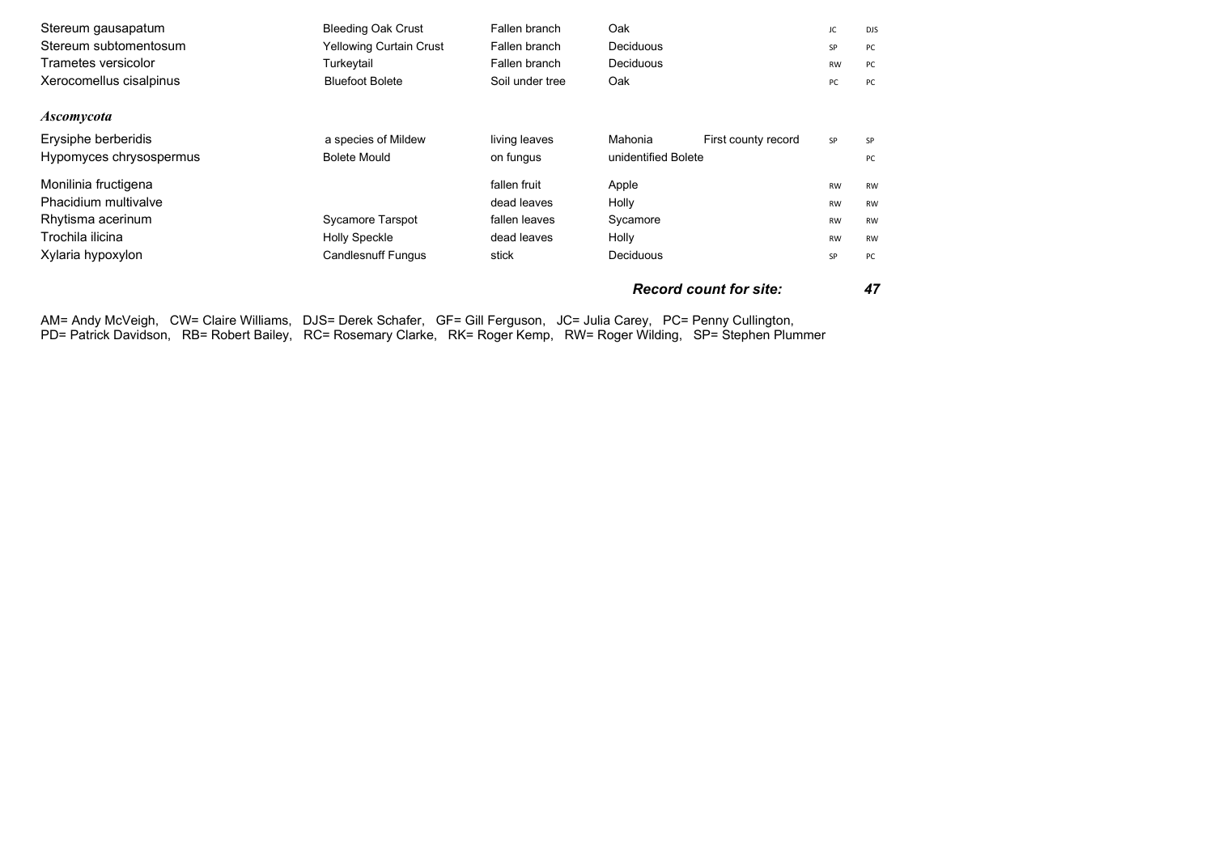| | | | | | | |
|---|---|---|---|---|---|---|
| Stereum gausapatum | Bleeding Oak Crust | Fallen branch | Oak | | JC | DJS |
| Stereum subtomentosum | Yellowing Curtain Crust | Fallen branch | Deciduous | | SP | PC |
| Trametes versicolor | Turkeytail | Fallen branch | Deciduous | | RW | PC |
| Xerocomellus cisalpinus | Bluefoot Bolete | Soil under tree | Oak | | PC | PC |
| ***Ascomycota*** | | | | | | |
| Erysiphe berberidis | a species of Mildew | living leaves | Mahonia | First county record | SP | SP |
| Hypomyces chrysospermus | Bolete Mould | on fungus | unidentified Bolete | | | PC |
| Monilinia fructigena | | fallen fruit | Apple | | RW | RW |
| Phacidium multivalve | | dead leaves | Holly | | RW | RW |
| Rhytisma acerinum | Sycamore Tarspot | fallen leaves | Sycamore | | RW | RW |
| Trochila ilicina | Holly Speckle | dead leaves | Holly | | RW | RW |
| Xylaria hypoxylon | Candlesnuff Fungus | stick | Deciduous | | SP | PC |
| | | | ***Record count for site:*** | | | ***47*** |

AM= Andy McVeigh, CW= Claire Williams, DJS= Derek Schafer, GF= Gill Ferguson, JC= Julia Carey, PC= Penny Cullington, PD= Patrick Davidson, RB= Robert Bailey, RC= Rosemary Clarke, RK= Roger Kemp, RW= Roger Wilding, SP= Stephen Plummer